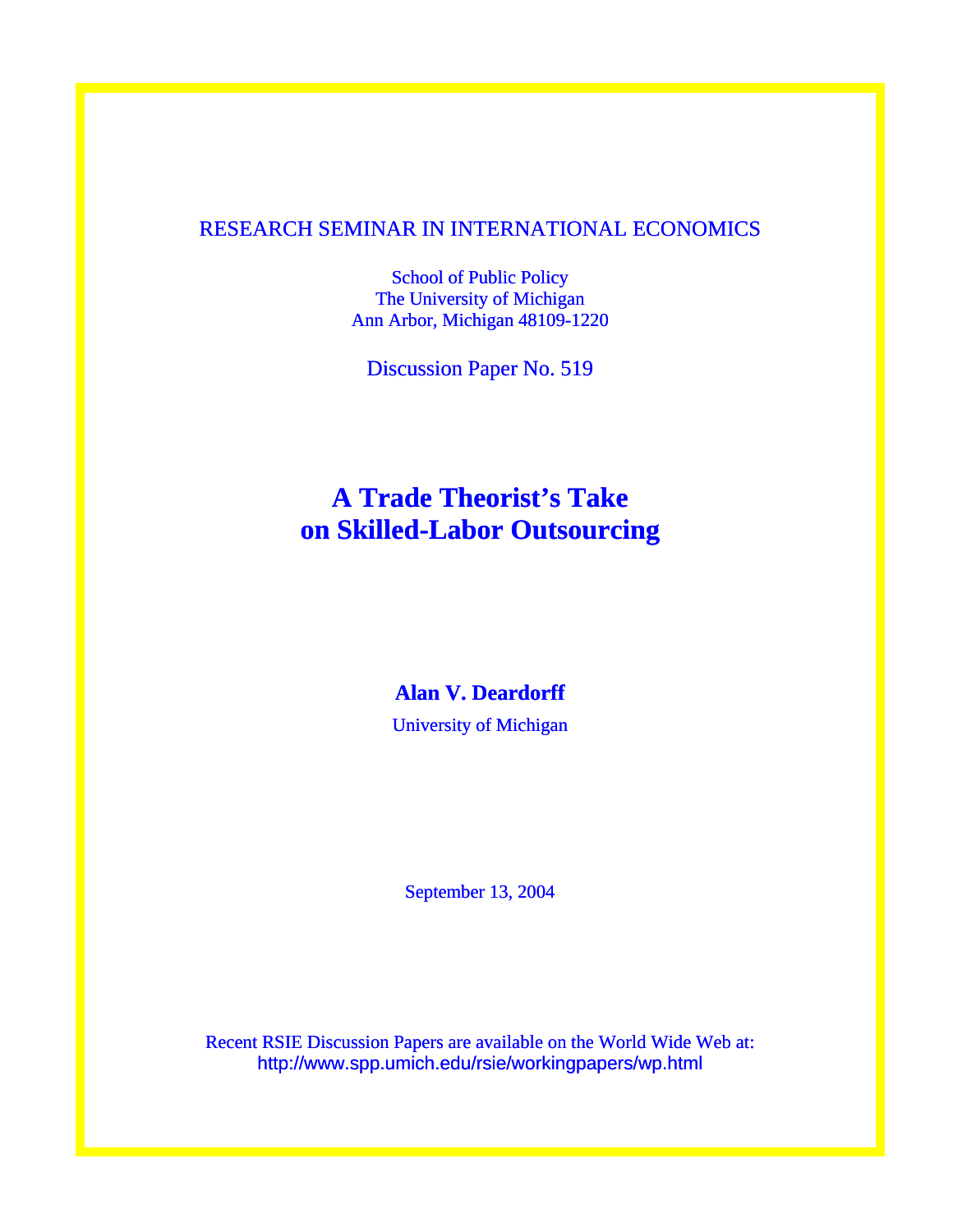RESEARCH SEMINAR IN INTERNATIONAL ECONOMICS

School of Public Policy
The University of Michigan
Ann Arbor, Michigan 48109-1220

Discussion Paper No. 519

# A Trade Theorist's Take on Skilled-Labor Outsourcing

**Alan V. Deardorff**

University of Michigan

September 13, 2004

Recent RSIE Discussion Papers are available on the World Wide Web at:
http://www.spp.umich.edu/rsie/workingpapers/wp.html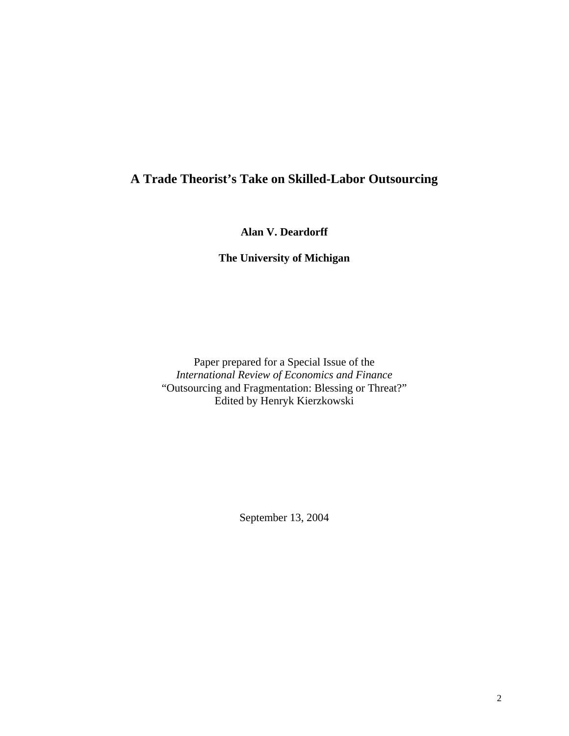# A Trade Theorist's Take on Skilled-Labor Outsourcing

**Alan V. Deardorff**

**The University of Michigan**

Paper prepared for a Special Issue of the
*International Review of Economics and Finance*
"Outsourcing and Fragmentation: Blessing or Threat?"
Edited by Henryk Kierzkowski

September 13, 2004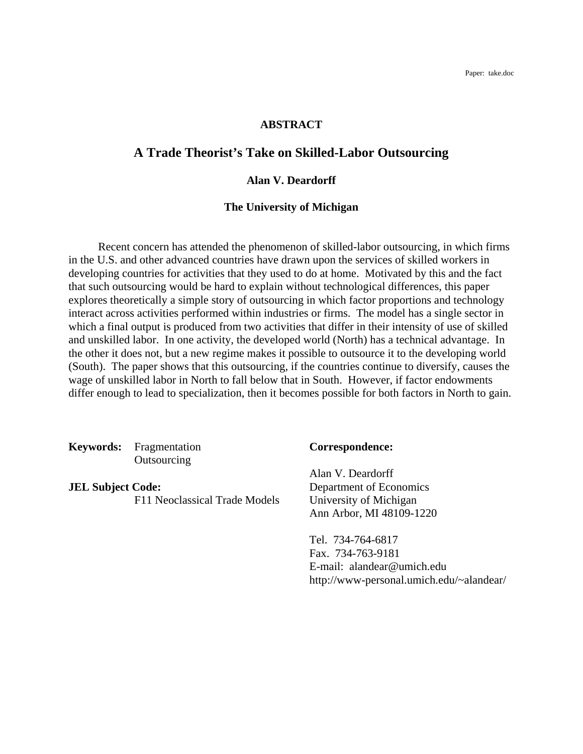Paper: take.doc

**ABSTRACT**

# A Trade Theorist's Take on Skilled-Labor Outsourcing

**Alan V. Deardorff**

**The University of Michigan**

Recent concern has attended the phenomenon of skilled-labor outsourcing, in which firms in the U.S. and other advanced countries have drawn upon the services of skilled workers in developing countries for activities that they used to do at home. Motivated by this and the fact that such outsourcing would be hard to explain without technological differences, this paper explores theoretically a simple story of outsourcing in which factor proportions and technology interact across activities performed within industries or firms. The model has a single sector in which a final output is produced from two activities that differ in their intensity of use of skilled and unskilled labor. In one activity, the developed world (North) has a technical advantage. In the other it does not, but a new regime makes it possible to outsource it to the developing world (South). The paper shows that this outsourcing, if the countries continue to diversify, causes the wage of unskilled labor in North to fall below that in South. However, if factor endowments differ enough to lead to specialization, then it becomes possible for both factors in North to gain.

**Keywords:** Fragmentation
Outsourcing

**JEL Subject Code:**
F11 Neoclassical Trade Models

**Correspondence:**

Alan V. Deardorff
Department of Economics
University of Michigan
Ann Arbor, MI 48109-1220

Tel. 734-764-6817
Fax. 734-763-9181
E-mail: alandear@umich.edu
http://www-personal.umich.edu/~alandear/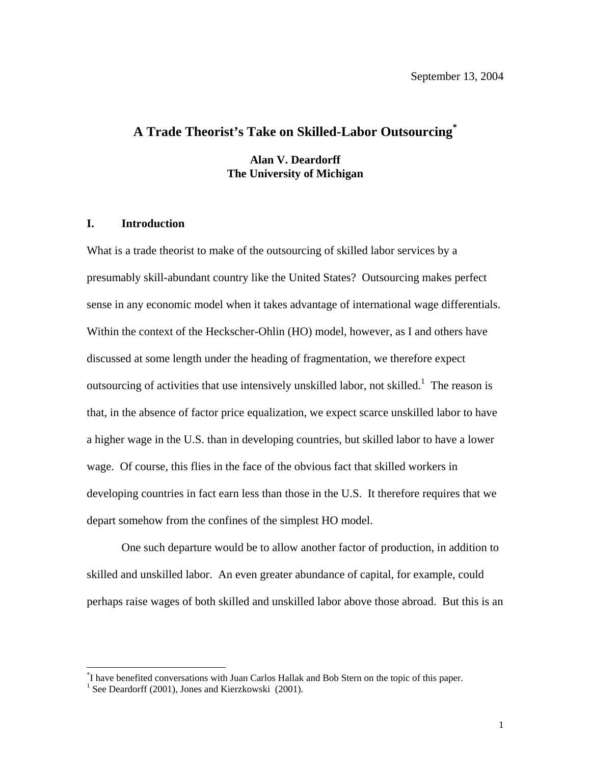September 13, 2004

# A Trade Theorist's Take on Skilled-Labor Outsourcing*

**Alan V. Deardorff**
**The University of Michigan**

## I. Introduction

What is a trade theorist to make of the outsourcing of skilled labor services by a presumably skill-abundant country like the United States? Outsourcing makes perfect sense in any economic model when it takes advantage of international wage differentials. Within the context of the Heckscher-Ohlin (HO) model, however, as I and others have discussed at some length under the heading of fragmentation, we therefore expect outsourcing of activities that use intensively unskilled labor, not skilled.[1] The reason is that, in the absence of factor price equalization, we expect scarce unskilled labor to have a higher wage in the U.S. than in developing countries, but skilled labor to have a lower wage. Of course, this flies in the face of the obvious fact that skilled workers in developing countries in fact earn less than those in the U.S. It therefore requires that we depart somehow from the confines of the simplest HO model.

One such departure would be to allow another factor of production, in addition to skilled and unskilled labor. An even greater abundance of capital, for example, could perhaps raise wages of both skilled and unskilled labor above those abroad. But this is an

---

*I have benefited conversations with Juan Carlos Hallak and Bob Stern on the topic of this paper.

[1] See Deardorff (2001), Jones and Kierzkowski (2001).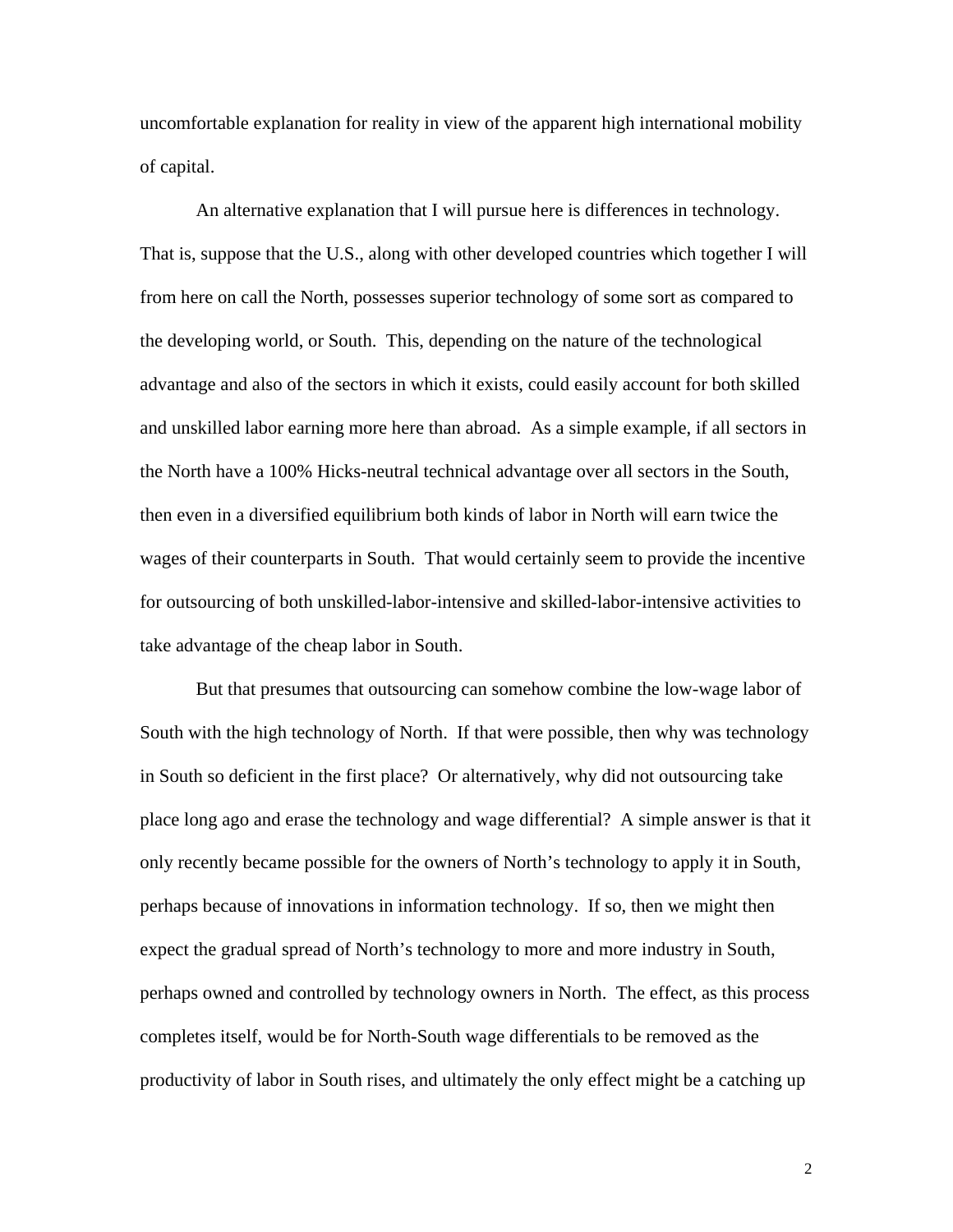uncomfortable explanation for reality in view of the apparent high international mobility of capital.

An alternative explanation that I will pursue here is differences in technology. That is, suppose that the U.S., along with other developed countries which together I will from here on call the North, possesses superior technology of some sort as compared to the developing world, or South. This, depending on the nature of the technological advantage and also of the sectors in which it exists, could easily account for both skilled and unskilled labor earning more here than abroad. As a simple example, if all sectors in the North have a 100% Hicks-neutral technical advantage over all sectors in the South, then even in a diversified equilibrium both kinds of labor in North will earn twice the wages of their counterparts in South. That would certainly seem to provide the incentive for outsourcing of both unskilled-labor-intensive and skilled-labor-intensive activities to take advantage of the cheap labor in South.

But that presumes that outsourcing can somehow combine the low-wage labor of South with the high technology of North. If that were possible, then why was technology in South so deficient in the first place? Or alternatively, why did not outsourcing take place long ago and erase the technology and wage differential? A simple answer is that it only recently became possible for the owners of North's technology to apply it in South, perhaps because of innovations in information technology. If so, then we might then expect the gradual spread of North's technology to more and more industry in South, perhaps owned and controlled by technology owners in North. The effect, as this process completes itself, would be for North-South wage differentials to be removed as the productivity of labor in South rises, and ultimately the only effect might be a catching up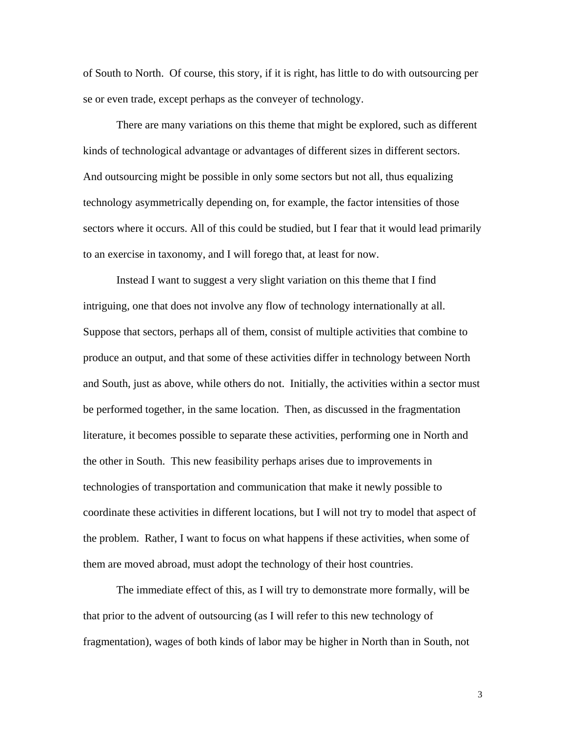of South to North. Of course, this story, if it is right, has little to do with outsourcing per se or even trade, except perhaps as the conveyer of technology.

There are many variations on this theme that might be explored, such as different kinds of technological advantage or advantages of different sizes in different sectors. And outsourcing might be possible in only some sectors but not all, thus equalizing technology asymmetrically depending on, for example, the factor intensities of those sectors where it occurs. All of this could be studied, but I fear that it would lead primarily to an exercise in taxonomy, and I will forego that, at least for now.

Instead I want to suggest a very slight variation on this theme that I find intriguing, one that does not involve any flow of technology internationally at all. Suppose that sectors, perhaps all of them, consist of multiple activities that combine to produce an output, and that some of these activities differ in technology between North and South, just as above, while others do not. Initially, the activities within a sector must be performed together, in the same location. Then, as discussed in the fragmentation literature, it becomes possible to separate these activities, performing one in North and the other in South. This new feasibility perhaps arises due to improvements in technologies of transportation and communication that make it newly possible to coordinate these activities in different locations, but I will not try to model that aspect of the problem. Rather, I want to focus on what happens if these activities, when some of them are moved abroad, must adopt the technology of their host countries.

The immediate effect of this, as I will try to demonstrate more formally, will be that prior to the advent of outsourcing (as I will refer to this new technology of fragmentation), wages of both kinds of labor may be higher in North than in South, not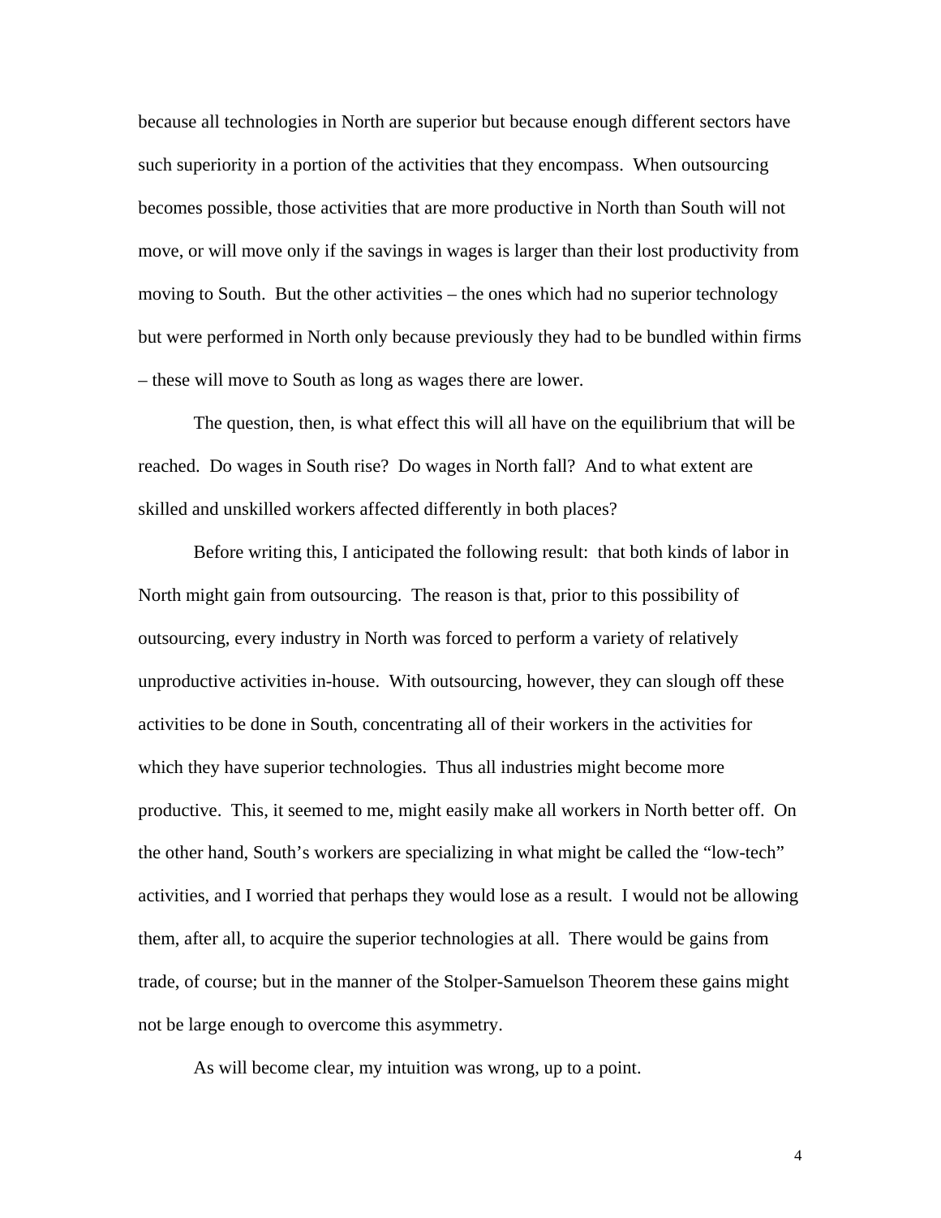because all technologies in North are superior but because enough different sectors have such superiority in a portion of the activities that they encompass. When outsourcing becomes possible, those activities that are more productive in North than South will not move, or will move only if the savings in wages is larger than their lost productivity from moving to South. But the other activities – the ones which had no superior technology but were performed in North only because previously they had to be bundled within firms – these will move to South as long as wages there are lower.

The question, then, is what effect this will all have on the equilibrium that will be reached. Do wages in South rise? Do wages in North fall? And to what extent are skilled and unskilled workers affected differently in both places?

Before writing this, I anticipated the following result: that both kinds of labor in North might gain from outsourcing. The reason is that, prior to this possibility of outsourcing, every industry in North was forced to perform a variety of relatively unproductive activities in-house. With outsourcing, however, they can slough off these activities to be done in South, concentrating all of their workers in the activities for which they have superior technologies. Thus all industries might become more productive. This, it seemed to me, might easily make all workers in North better off. On the other hand, South's workers are specializing in what might be called the "low-tech" activities, and I worried that perhaps they would lose as a result. I would not be allowing them, after all, to acquire the superior technologies at all. There would be gains from trade, of course; but in the manner of the Stolper-Samuelson Theorem these gains might not be large enough to overcome this asymmetry.

As will become clear, my intuition was wrong, up to a point.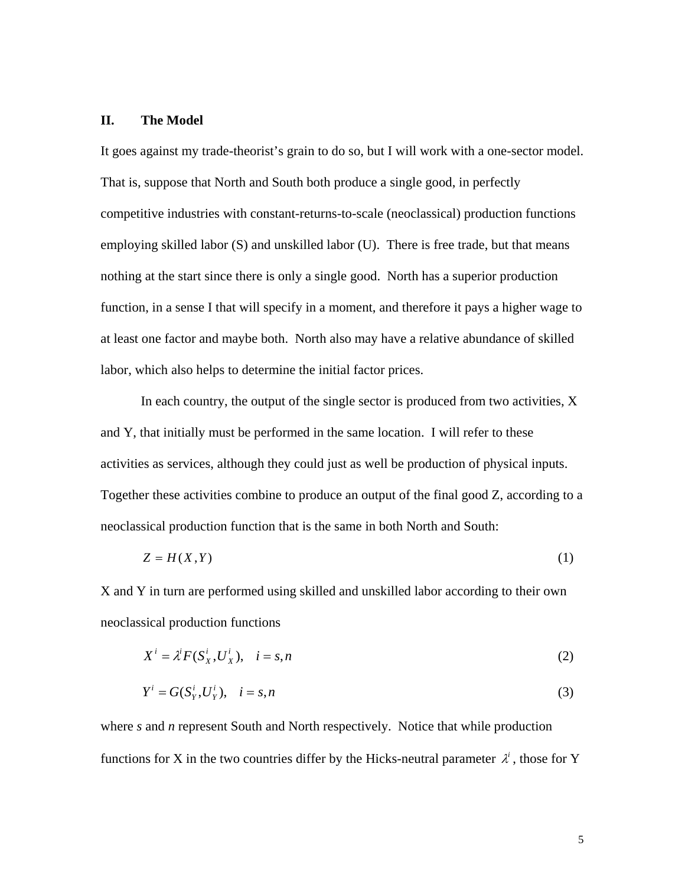## II. The Model

It goes against my trade-theorist's grain to do so, but I will work with a one-sector model. That is, suppose that North and South both produce a single good, in perfectly competitive industries with constant-returns-to-scale (neoclassical) production functions employing skilled labor (S) and unskilled labor (U). There is free trade, but that means nothing at the start since there is only a single good. North has a superior production function, in a sense I that will specify in a moment, and therefore it pays a higher wage to at least one factor and maybe both. North also may have a relative abundance of skilled labor, which also helps to determine the initial factor prices.

In each country, the output of the single sector is produced from two activities, X and Y, that initially must be performed in the same location. I will refer to these activities as services, although they could just as well be production of physical inputs. Together these activities combine to produce an output of the final good Z, according to a neoclassical production function that is the same in both North and South:

$$Z = H(X, Y) \tag{1}$$

X and Y in turn are performed using skilled and unskilled labor according to their own neoclassical production functions

$$X^i = \lambda^i F(S_X^i, U_X^i), \quad i = s, n \tag{2}$$

$$Y^i = G(S_Y^i, U_Y^i), \quad i = s, n \tag{3}$$

where *s* and *n* represent South and North respectively. Notice that while production functions for X in the two countries differ by the Hicks-neutral parameter $\lambda^i$, those for Y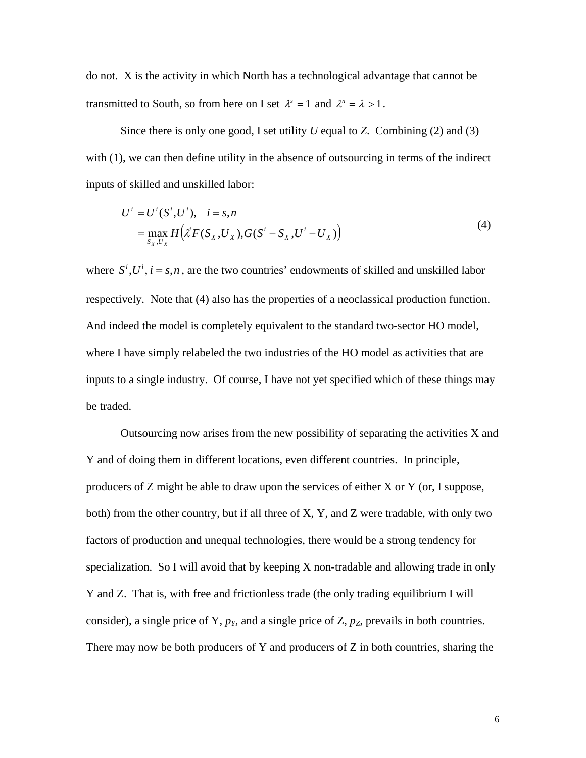do not. X is the activity in which North has a technological advantage that cannot be transmitted to South, so from here on I set $\lambda^s = 1$ and $\lambda^n = \lambda > 1$.

Since there is only one good, I set utility *U* equal to *Z*. Combining (2) and (3) with (1), we can then define utility in the absence of outsourcing in terms of the indirect inputs of skilled and unskilled labor:

$$
\begin{aligned}
U^i &= U^i(S^i, U^i), \quad i = s, n \\
&= \max_{S_X, U_X} H\left(\lambda^i F(S_X, U_X), G(S^i - S_X, U^i - U_X)\right)
\end{aligned}
\tag{4}
$$

where $S^i, U^i, i = s, n$, are the two countries' endowments of skilled and unskilled labor respectively. Note that (4) also has the properties of a neoclassical production function. And indeed the model is completely equivalent to the standard two-sector HO model, where I have simply relabeled the two industries of the HO model as activities that are inputs to a single industry. Of course, I have not yet specified which of these things may be traded.

Outsourcing now arises from the new possibility of separating the activities X and Y and of doing them in different locations, even different countries. In principle, producers of Z might be able to draw upon the services of either X or Y (or, I suppose, both) from the other country, but if all three of X, Y, and Z were tradable, with only two factors of production and unequal technologies, there would be a strong tendency for specialization. So I will avoid that by keeping X non-tradable and allowing trade in only Y and Z. That is, with free and frictionless trade (the only trading equilibrium I will consider), a single price of Y, $p_Y$, and a single price of Z, $p_Z$, prevails in both countries. There may now be both producers of Y and producers of Z in both countries, sharing the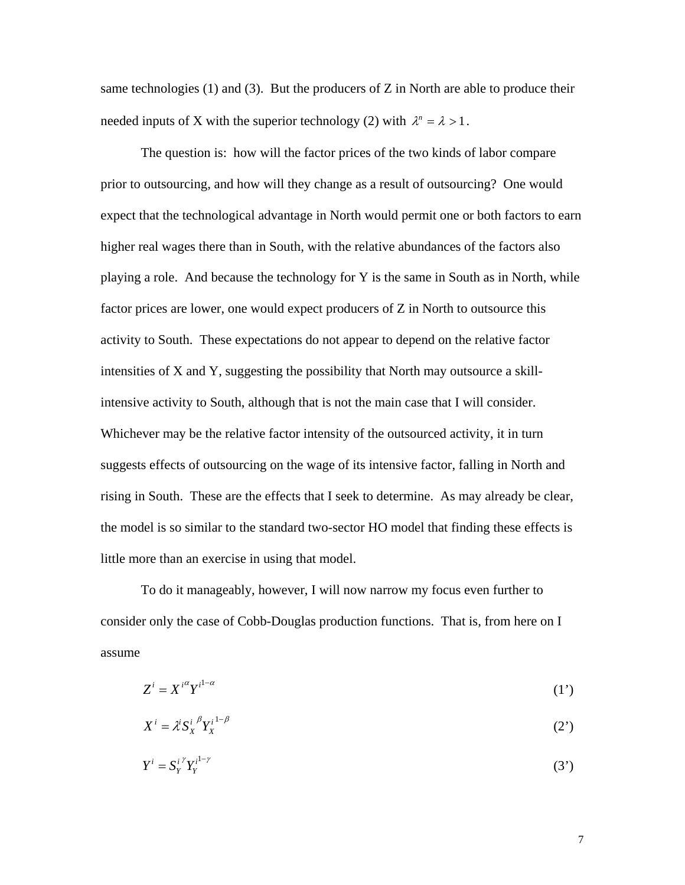same technologies (1) and (3). But the producers of Z in North are able to produce their needed inputs of X with the superior technology (2) with $\lambda^n = \lambda > 1$.

The question is: how will the factor prices of the two kinds of labor compare prior to outsourcing, and how will they change as a result of outsourcing? One would expect that the technological advantage in North would permit one or both factors to earn higher real wages there than in South, with the relative abundances of the factors also playing a role. And because the technology for Y is the same in South as in North, while factor prices are lower, one would expect producers of Z in North to outsource this activity to South. These expectations do not appear to depend on the relative factor intensities of X and Y, suggesting the possibility that North may outsource a skill-intensive activity to South, although that is not the main case that I will consider. Whichever may be the relative factor intensity of the outsourced activity, it in turn suggests effects of outsourcing on the wage of its intensive factor, falling in North and rising in South. These are the effects that I seek to determine. As may already be clear, the model is so similar to the standard two-sector HO model that finding these effects is little more than an exercise in using that model.

To do it manageably, however, I will now narrow my focus even further to consider only the case of Cobb-Douglas production functions. That is, from here on I assume

$$Z^i = X^{i\alpha} Y^{i1-\alpha} \tag{1'}$$

$$X^i = \lambda^i S_X^{i\ \beta} Y_X^{i\ 1-\beta} \tag{2'}$$

$$Y^i = S_Y^{i\ \gamma} Y_Y^{i1-\gamma} \tag{3'}$$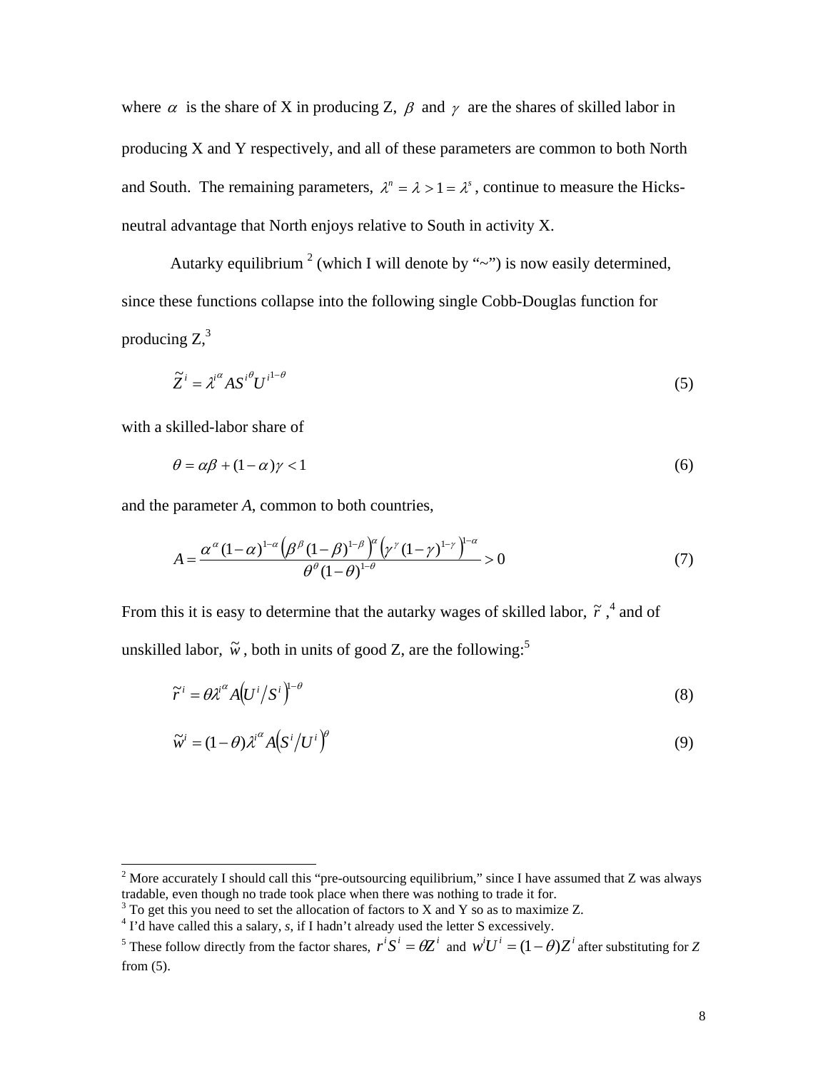where $\alpha$ is the share of X in producing Z, $\beta$ and $\gamma$ are the shares of skilled labor in producing X and Y respectively, and all of these parameters are common to both North and South. The remaining parameters, $\lambda^n = \lambda > 1 = \lambda^s$, continue to measure the Hicks-neutral advantage that North enjoys relative to South in activity X.

Autarky equilibrium [2] (which I will denote by "~") is now easily determined, since these functions collapse into the following single Cobb-Douglas function for producing Z,[3]

$$\tilde{Z}^i = \lambda^{i\alpha} A S^{i\theta} U^{i1-\theta} \tag{5}$$

with a skilled-labor share of

$$\theta = \alpha\beta + (1-\alpha)\gamma < 1 \tag{6}$$

and the parameter *A*, common to both countries,

$$A = \frac{\alpha^{\alpha}(1-\alpha)^{1-\alpha}\left(\beta^{\beta}(1-\beta)^{1-\beta}\right)^{\alpha}\left(\gamma^{\gamma}(1-\gamma)^{1-\gamma}\right)^{1-\alpha}}{\theta^{\theta}(1-\theta)^{1-\theta}} > 0 \tag{7}$$

From this it is easy to determine that the autarky wages of skilled labor, $\tilde{r}$,[4] and of unskilled labor, $\tilde{w}$, both in units of good Z, are the following:[5]

$$\tilde{r}^i = \theta\lambda^{i\alpha} A\left(U^i/S^i\right)^{1-\theta} \tag{8}$$

$$\tilde{w}^i = (1-\theta)\lambda^{i\alpha} A\left(S^i/U^i\right)^{\theta} \tag{9}$$

---

[2] More accurately I should call this "pre-outsourcing equilibrium," since I have assumed that Z was always tradable, even though no trade took place when there was nothing to trade it for.

[3] To get this you need to set the allocation of factors to X and Y so as to maximize Z.

[4] I'd have called this a salary, *s*, if I hadn't already used the letter S excessively.

[5] These follow directly from the factor shares, $r^i S^i = \theta Z^i$ and $w^i U^i = (1-\theta) Z^i$ after substituting for *Z* from (5).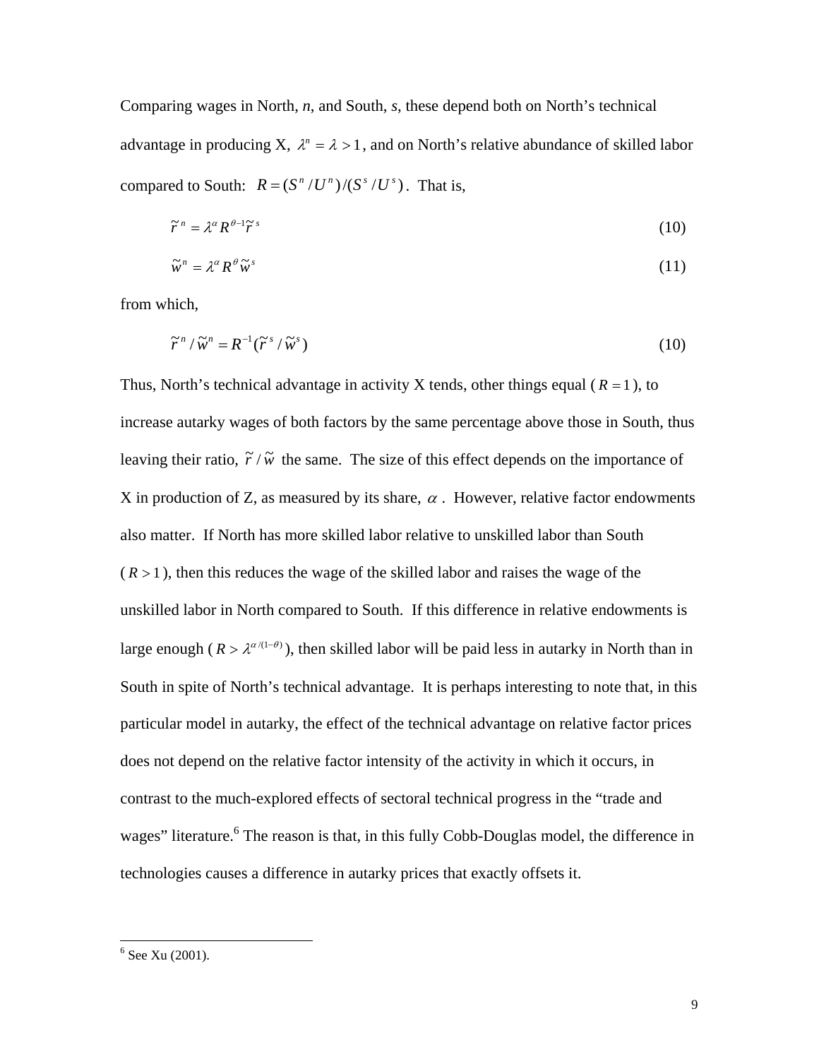Comparing wages in North, *n*, and South, *s*, these depend both on North's technical advantage in producing X, $\lambda^n = \lambda > 1$, and on North's relative abundance of skilled labor compared to South: $R = (S^n / U^n)/(S^s / U^s)$. That is,

$$\tilde{r}^n = \lambda^\alpha R^{\theta-1} \tilde{r}^s \tag{10}$$

$$\tilde{w}^n = \lambda^\alpha R^\theta \tilde{w}^s \tag{11}$$

from which,

$$\tilde{r}^n / \tilde{w}^n = R^{-1} (\tilde{r}^s / \tilde{w}^s) \tag{10}$$

Thus, North's technical advantage in activity X tends, other things equal ($R = 1$), to increase autarky wages of both factors by the same percentage above those in South, thus leaving their ratio, $\tilde{r} / \tilde{w}$ the same. The size of this effect depends on the importance of X in production of Z, as measured by its share, $\alpha$. However, relative factor endowments also matter. If North has more skilled labor relative to unskilled labor than South ($R > 1$), then this reduces the wage of the skilled labor and raises the wage of the unskilled labor in North compared to South. If this difference in relative endowments is large enough ($R > \lambda^{\alpha/(1-\theta)}$), then skilled labor will be paid less in autarky in North than in South in spite of North's technical advantage. It is perhaps interesting to note that, in this particular model in autarky, the effect of the technical advantage on relative factor prices does not depend on the relative factor intensity of the activity in which it occurs, in contrast to the much-explored effects of sectoral technical progress in the "trade and wages" literature.[6] The reason is that, in this fully Cobb-Douglas model, the difference in technologies causes a difference in autarky prices that exactly offsets it.

---

[6] See Xu (2001).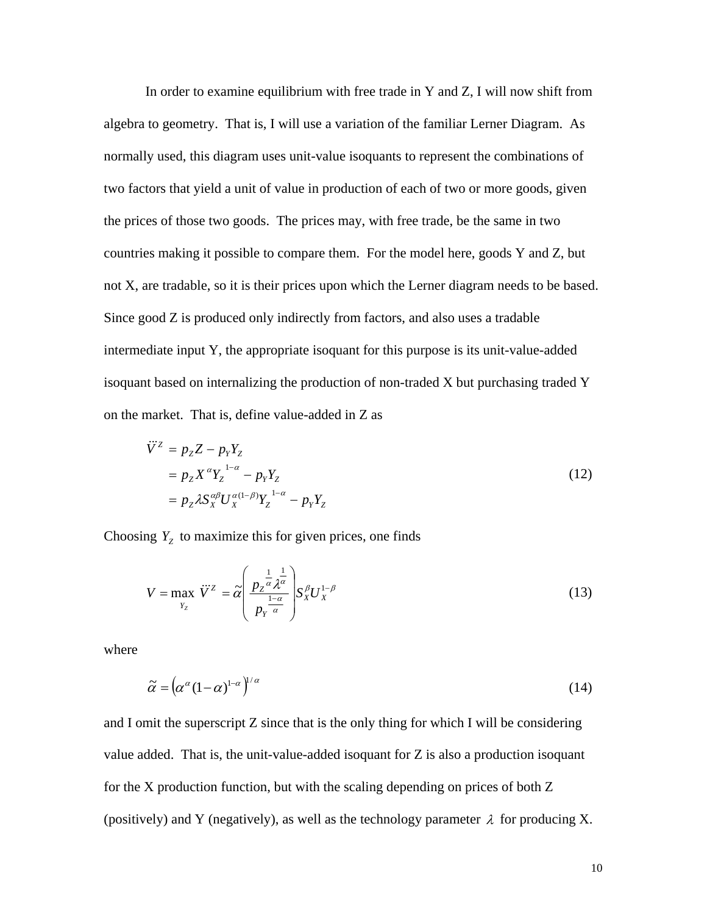In order to examine equilibrium with free trade in Y and Z, I will now shift from algebra to geometry. That is, I will use a variation of the familiar Lerner Diagram. As normally used, this diagram uses unit-value isoquants to represent the combinations of two factors that yield a unit of value in production of each of two or more goods, given the prices of those two goods. The prices may, with free trade, be the same in two countries making it possible to compare them. For the model here, goods Y and Z, but not X, are tradable, so it is their prices upon which the Lerner diagram needs to be based. Since good Z is produced only indirectly from factors, and also uses a tradable intermediate input Y, the appropriate isoquant for this purpose is its unit-value-added isoquant based on internalizing the production of non-traded X but purchasing traded Y on the market. That is, define value-added in Z as

$$
\begin{aligned}
\ddot{V}^Z &= p_Z Z - p_Y Y_Z \\
&= p_Z X^{\alpha} Y_Z^{\ 1-\alpha} - p_Y Y_Z \\
&= p_Z \lambda S_X^{\alpha\beta} U_X^{\alpha(1-\beta)} Y_Z^{\ 1-\alpha} - p_Y Y_Z
\end{aligned}
\tag{12}
$$

Choosing $Y_Z$ to maximize this for given prices, one finds

$$
V = \max_{Y_Z} \ddot{V}^Z = \tilde{\alpha} \left( \frac{p_Z^{\frac{1}{\alpha}} \lambda^{\frac{1}{\alpha}}}{p_Y^{\frac{1-\alpha}{\alpha}}} \right) S_X^{\beta} U_X^{1-\beta}
\tag{13}
$$

where

$$
\tilde{\alpha} = \left( \alpha^{\alpha} (1-\alpha)^{1-\alpha} \right)^{1/\alpha}
\tag{14}
$$

and I omit the superscript Z since that is the only thing for which I will be considering value added. That is, the unit-value-added isoquant for Z is also a production isoquant for the X production function, but with the scaling depending on prices of both Z (positively) and Y (negatively), as well as the technology parameter $\lambda$ for producing X.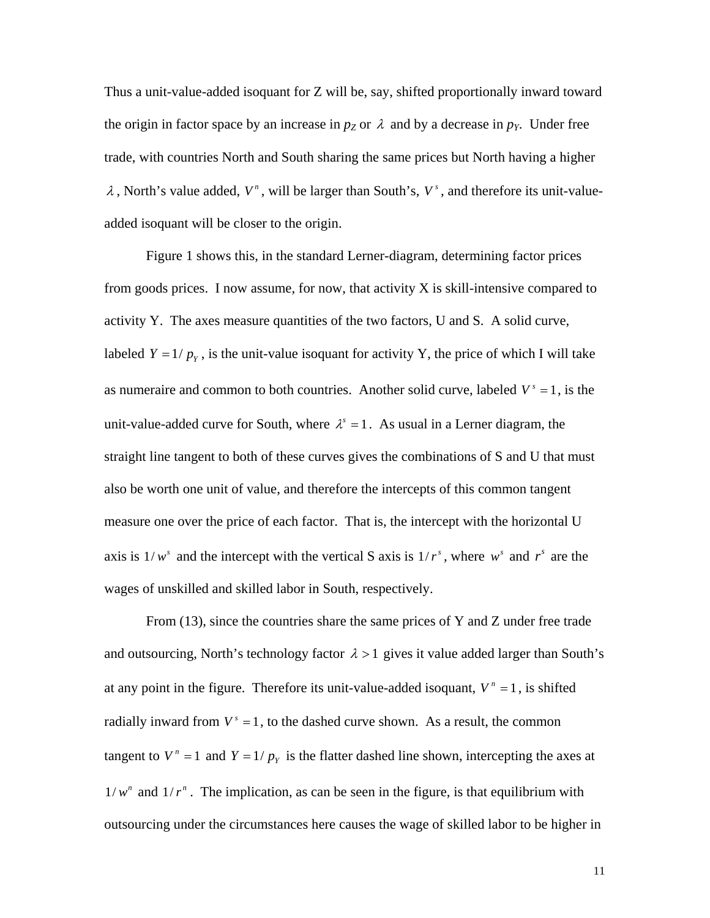Thus a unit-value-added isoquant for Z will be, say, shifted proportionally inward toward the origin in factor space by an increase in $p_Z$ or $\lambda$ and by a decrease in $p_Y$. Under free trade, with countries North and South sharing the same prices but North having a higher $\lambda$, North's value added, $V^n$, will be larger than South's, $V^s$, and therefore its unit-value-added isoquant will be closer to the origin.

Figure 1 shows this, in the standard Lerner-diagram, determining factor prices from goods prices. I now assume, for now, that activity X is skill-intensive compared to activity Y. The axes measure quantities of the two factors, U and S. A solid curve, labeled $Y = 1/p_Y$, is the unit-value isoquant for activity Y, the price of which I will take as numeraire and common to both countries. Another solid curve, labeled $V^s = 1$, is the unit-value-added curve for South, where $\lambda^s = 1$. As usual in a Lerner diagram, the straight line tangent to both of these curves gives the combinations of S and U that must also be worth one unit of value, and therefore the intercepts of this common tangent measure one over the price of each factor. That is, the intercept with the horizontal U axis is $1/w^s$ and the intercept with the vertical S axis is $1/r^s$, where $w^s$ and $r^s$ are the wages of unskilled and skilled labor in South, respectively.

From (13), since the countries share the same prices of Y and Z under free trade and outsourcing, North's technology factor $\lambda > 1$ gives it value added larger than South's at any point in the figure. Therefore its unit-value-added isoquant, $V^n = 1$, is shifted radially inward from $V^s = 1$, to the dashed curve shown. As a result, the common tangent to $V^n = 1$ and $Y = 1/p_Y$ is the flatter dashed line shown, intercepting the axes at $1/w^n$ and $1/r^n$. The implication, as can be seen in the figure, is that equilibrium with outsourcing under the circumstances here causes the wage of skilled labor to be higher in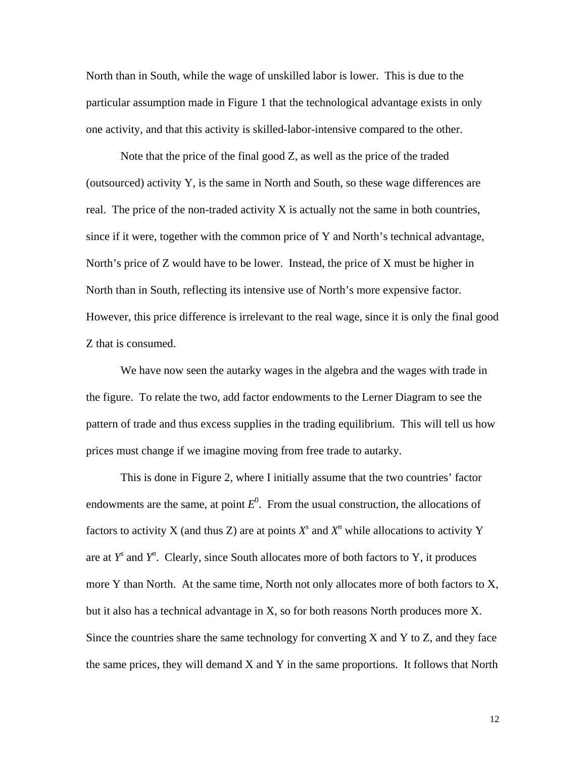North than in South, while the wage of unskilled labor is lower. This is due to the particular assumption made in Figure 1 that the technological advantage exists in only one activity, and that this activity is skilled-labor-intensive compared to the other.

Note that the price of the final good Z, as well as the price of the traded (outsourced) activity Y, is the same in North and South, so these wage differences are real. The price of the non-traded activity X is actually not the same in both countries, since if it were, together with the common price of Y and North's technical advantage, North's price of Z would have to be lower. Instead, the price of X must be higher in North than in South, reflecting its intensive use of North's more expensive factor. However, this price difference is irrelevant to the real wage, since it is only the final good Z that is consumed.

We have now seen the autarky wages in the algebra and the wages with trade in the figure. To relate the two, add factor endowments to the Lerner Diagram to see the pattern of trade and thus excess supplies in the trading equilibrium. This will tell us how prices must change if we imagine moving from free trade to autarky.

This is done in Figure 2, where I initially assume that the two countries' factor endowments are the same, at point $E^0$. From the usual construction, the allocations of factors to activity X (and thus Z) are at points $X^s$ and $X^n$ while allocations to activity Y are at $Y^s$ and $Y^n$. Clearly, since South allocates more of both factors to Y, it produces more Y than North. At the same time, North not only allocates more of both factors to X, but it also has a technical advantage in X, so for both reasons North produces more X. Since the countries share the same technology for converting X and Y to Z, and they face the same prices, they will demand X and Y in the same proportions. It follows that North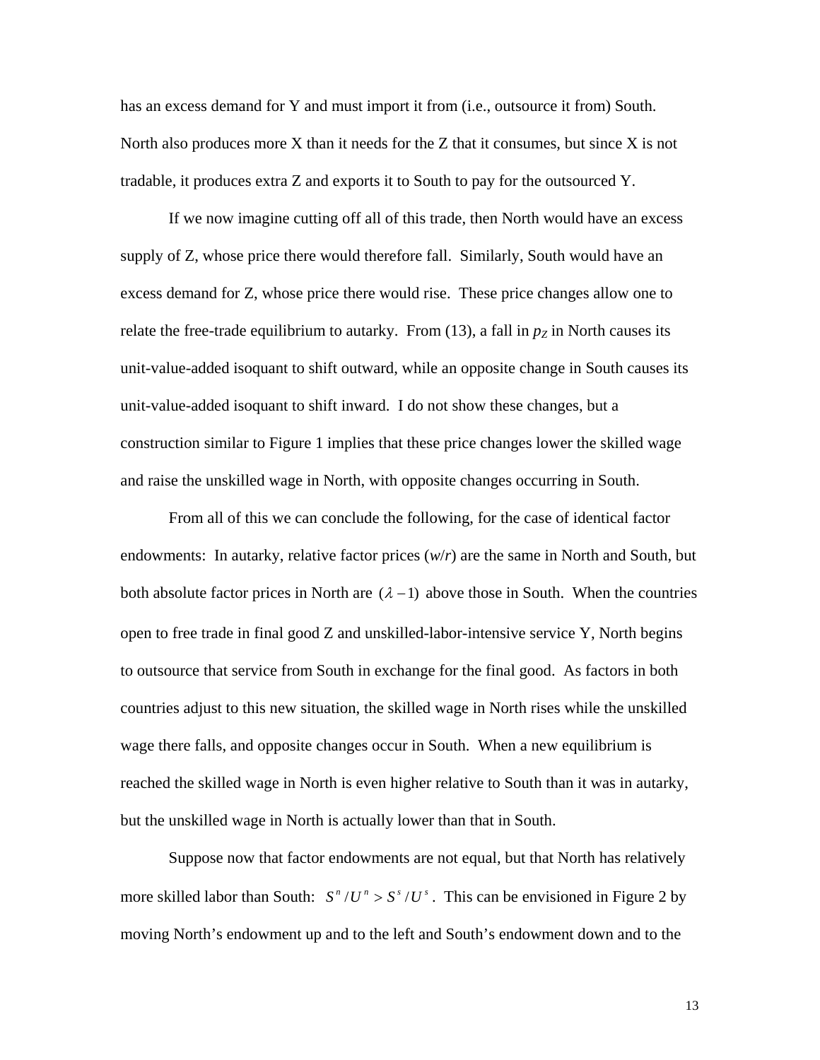has an excess demand for Y and must import it from (i.e., outsource it from) South. North also produces more X than it needs for the Z that it consumes, but since X is not tradable, it produces extra Z and exports it to South to pay for the outsourced Y.

If we now imagine cutting off all of this trade, then North would have an excess supply of Z, whose price there would therefore fall. Similarly, South would have an excess demand for Z, whose price there would rise. These price changes allow one to relate the free-trade equilibrium to autarky. From (13), a fall in $p_Z$ in North causes its unit-value-added isoquant to shift outward, while an opposite change in South causes its unit-value-added isoquant to shift inward. I do not show these changes, but a construction similar to Figure 1 implies that these price changes lower the skilled wage and raise the unskilled wage in North, with opposite changes occurring in South.

From all of this we can conclude the following, for the case of identical factor endowments: In autarky, relative factor prices ($w/r$) are the same in North and South, but both absolute factor prices in North are $(\lambda - 1)$ above those in South. When the countries open to free trade in final good Z and unskilled-labor-intensive service Y, North begins to outsource that service from South in exchange for the final good. As factors in both countries adjust to this new situation, the skilled wage in North rises while the unskilled wage there falls, and opposite changes occur in South. When a new equilibrium is reached the skilled wage in North is even higher relative to South than it was in autarky, but the unskilled wage in North is actually lower than that in South.

Suppose now that factor endowments are not equal, but that North has relatively more skilled labor than South: $S^n / U^n > S^s / U^s$. This can be envisioned in Figure 2 by moving North's endowment up and to the left and South's endowment down and to the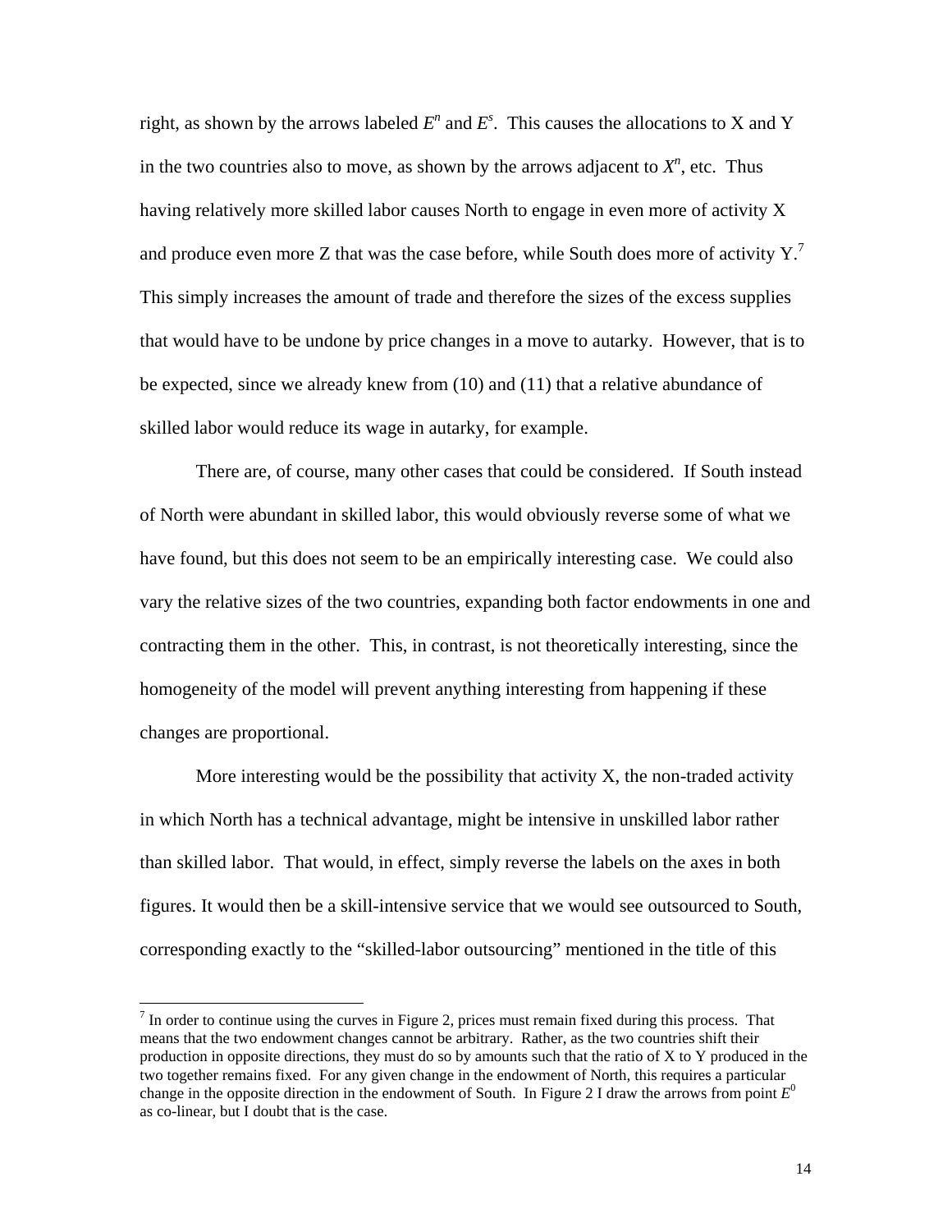right, as shown by the arrows labeled $E^n$ and $E^s$. This causes the allocations to X and Y in the two countries also to move, as shown by the arrows adjacent to $X^n$, etc. Thus having relatively more skilled labor causes North to engage in even more of activity X and produce even more Z that was the case before, while South does more of activity Y.[7] This simply increases the amount of trade and therefore the sizes of the excess supplies that would have to be undone by price changes in a move to autarky. However, that is to be expected, since we already knew from (10) and (11) that a relative abundance of skilled labor would reduce its wage in autarky, for example.

There are, of course, many other cases that could be considered. If South instead of North were abundant in skilled labor, this would obviously reverse some of what we have found, but this does not seem to be an empirically interesting case. We could also vary the relative sizes of the two countries, expanding both factor endowments in one and contracting them in the other. This, in contrast, is not theoretically interesting, since the homogeneity of the model will prevent anything interesting from happening if these changes are proportional.

More interesting would be the possibility that activity X, the non-traded activity in which North has a technical advantage, might be intensive in unskilled labor rather than skilled labor. That would, in effect, simply reverse the labels on the axes in both figures. It would then be a skill-intensive service that we would see outsourced to South, corresponding exactly to the "skilled-labor outsourcing" mentioned in the title of this

[7] In order to continue using the curves in Figure 2, prices must remain fixed during this process. That means that the two endowment changes cannot be arbitrary. Rather, as the two countries shift their production in opposite directions, they must do so by amounts such that the ratio of X to Y produced in the two together remains fixed. For any given change in the endowment of North, this requires a particular change in the opposite direction in the endowment of South. In Figure 2 I draw the arrows from point $E^0$ as co-linear, but I doubt that is the case.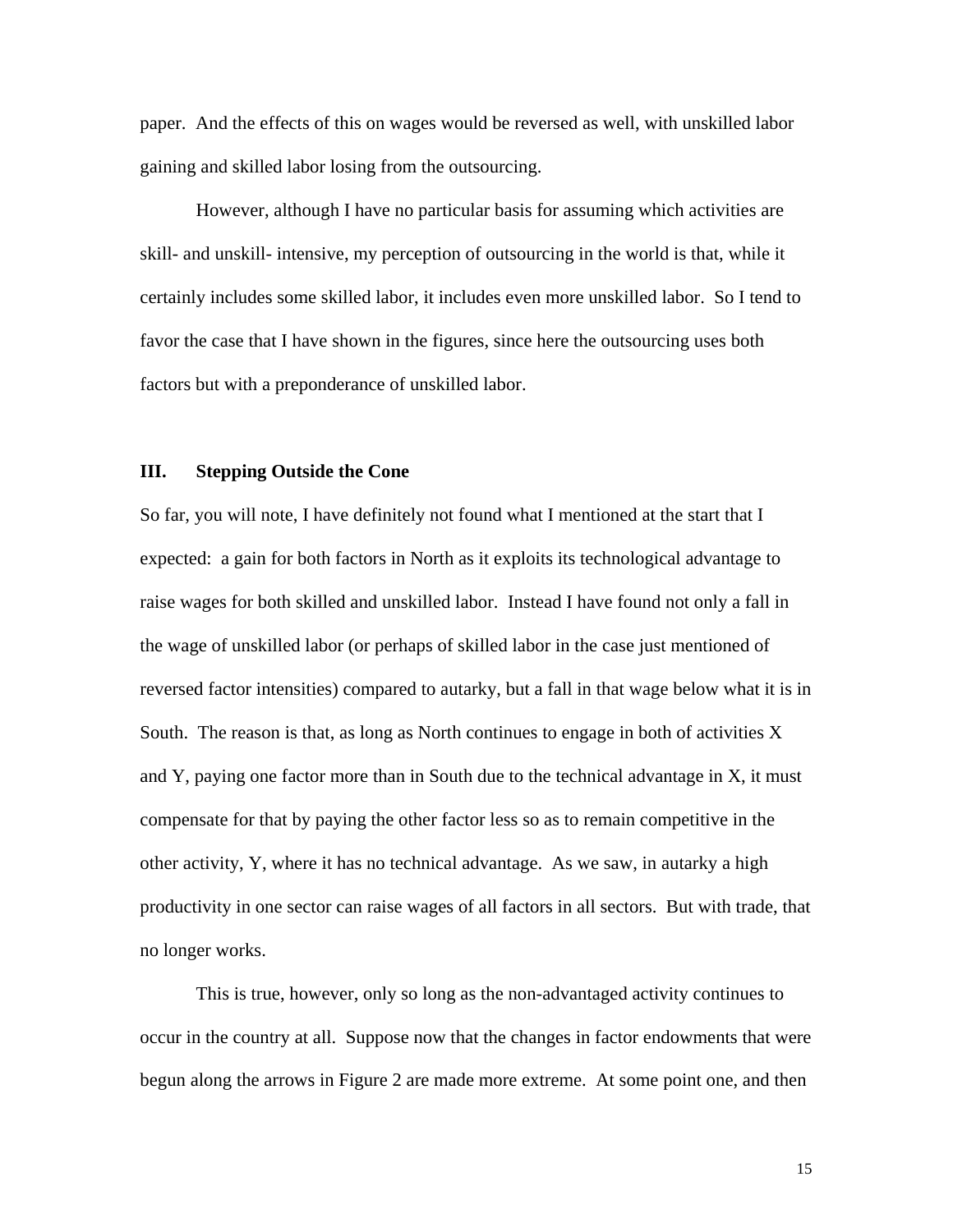paper. And the effects of this on wages would be reversed as well, with unskilled labor gaining and skilled labor losing from the outsourcing.

However, although I have no particular basis for assuming which activities are skill- and unskill- intensive, my perception of outsourcing in the world is that, while it certainly includes some skilled labor, it includes even more unskilled labor. So I tend to favor the case that I have shown in the figures, since here the outsourcing uses both factors but with a preponderance of unskilled labor.

## III. Stepping Outside the Cone

So far, you will note, I have definitely not found what I mentioned at the start that I expected: a gain for both factors in North as it exploits its technological advantage to raise wages for both skilled and unskilled labor. Instead I have found not only a fall in the wage of unskilled labor (or perhaps of skilled labor in the case just mentioned of reversed factor intensities) compared to autarky, but a fall in that wage below what it is in South. The reason is that, as long as North continues to engage in both of activities X and Y, paying one factor more than in South due to the technical advantage in X, it must compensate for that by paying the other factor less so as to remain competitive in the other activity, Y, where it has no technical advantage. As we saw, in autarky a high productivity in one sector can raise wages of all factors in all sectors. But with trade, that no longer works.

This is true, however, only so long as the non-advantaged activity continues to occur in the country at all. Suppose now that the changes in factor endowments that were begun along the arrows in Figure 2 are made more extreme. At some point one, and then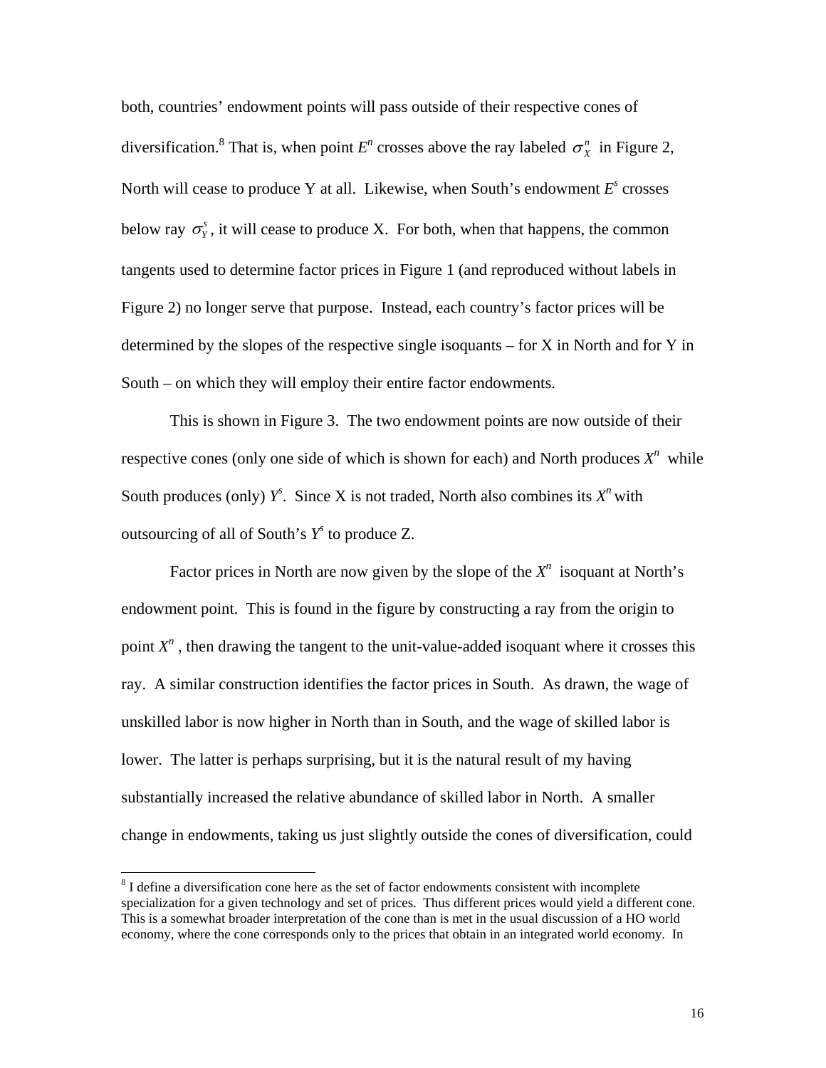both, countries' endowment points will pass outside of their respective cones of diversification.[8] That is, when point $E^n$ crosses above the ray labeled $\sigma_X^n$ in Figure 2, North will cease to produce Y at all. Likewise, when South's endowment $E^s$ crosses below ray $\sigma_Y^s$, it will cease to produce X. For both, when that happens, the common tangents used to determine factor prices in Figure 1 (and reproduced without labels in Figure 2) no longer serve that purpose. Instead, each country's factor prices will be determined by the slopes of the respective single isoquants – for X in North and for Y in South – on which they will employ their entire factor endowments.

This is shown in Figure 3. The two endowment points are now outside of their respective cones (only one side of which is shown for each) and North produces $X^n$ while South produces (only) $Y^s$. Since X is not traded, North also combines its $X^n$ with outsourcing of all of South's $Y^s$ to produce Z.

Factor prices in North are now given by the slope of the $X^n$ isoquant at North's endowment point. This is found in the figure by constructing a ray from the origin to point $X^n$, then drawing the tangent to the unit-value-added isoquant where it crosses this ray. A similar construction identifies the factor prices in South. As drawn, the wage of unskilled labor is now higher in North than in South, and the wage of skilled labor is lower. The latter is perhaps surprising, but it is the natural result of my having substantially increased the relative abundance of skilled labor in North. A smaller change in endowments, taking us just slightly outside the cones of diversification, could

[8] I define a diversification cone here as the set of factor endowments consistent with incomplete specialization for a given technology and set of prices. Thus different prices would yield a different cone. This is a somewhat broader interpretation of the cone than is met in the usual discussion of a HO world economy, where the cone corresponds only to the prices that obtain in an integrated world economy. In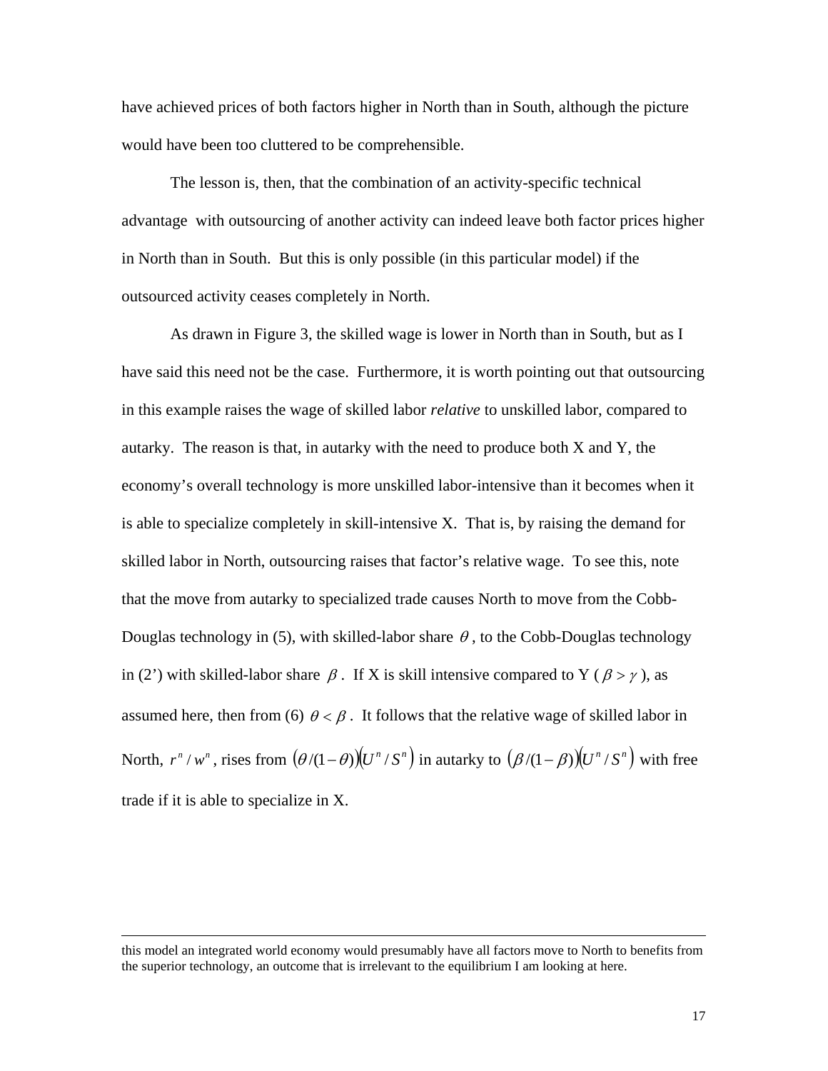have achieved prices of both factors higher in North than in South, although the picture would have been too cluttered to be comprehensible.

The lesson is, then, that the combination of an activity-specific technical advantage with outsourcing of another activity can indeed leave both factor prices higher in North than in South. But this is only possible (in this particular model) if the outsourced activity ceases completely in North.

As drawn in Figure 3, the skilled wage is lower in North than in South, but as I have said this need not be the case. Furthermore, it is worth pointing out that outsourcing in this example raises the wage of skilled labor *relative* to unskilled labor, compared to autarky. The reason is that, in autarky with the need to produce both X and Y, the economy's overall technology is more unskilled labor-intensive than it becomes when it is able to specialize completely in skill-intensive X. That is, by raising the demand for skilled labor in North, outsourcing raises that factor's relative wage. To see this, note that the move from autarky to specialized trade causes North to move from the Cobb-Douglas technology in (5), with skilled-labor share $\theta$, to the Cobb-Douglas technology in (2') with skilled-labor share $\beta$. If X is skill intensive compared to Y ($\beta > \gamma$), as assumed here, then from (6) $\theta < \beta$. It follows that the relative wage of skilled labor in North, $r^n / w^n$, rises from $\left(\theta/(1-\theta)\right)\left(U^n / S^n\right)$ in autarky to $\left(\beta/(1-\beta)\right)\left(U^n / S^n\right)$ with free trade if it is able to specialize in X.

---

this model an integrated world economy would presumably have all factors move to North to benefits from the superior technology, an outcome that is irrelevant to the equilibrium I am looking at here.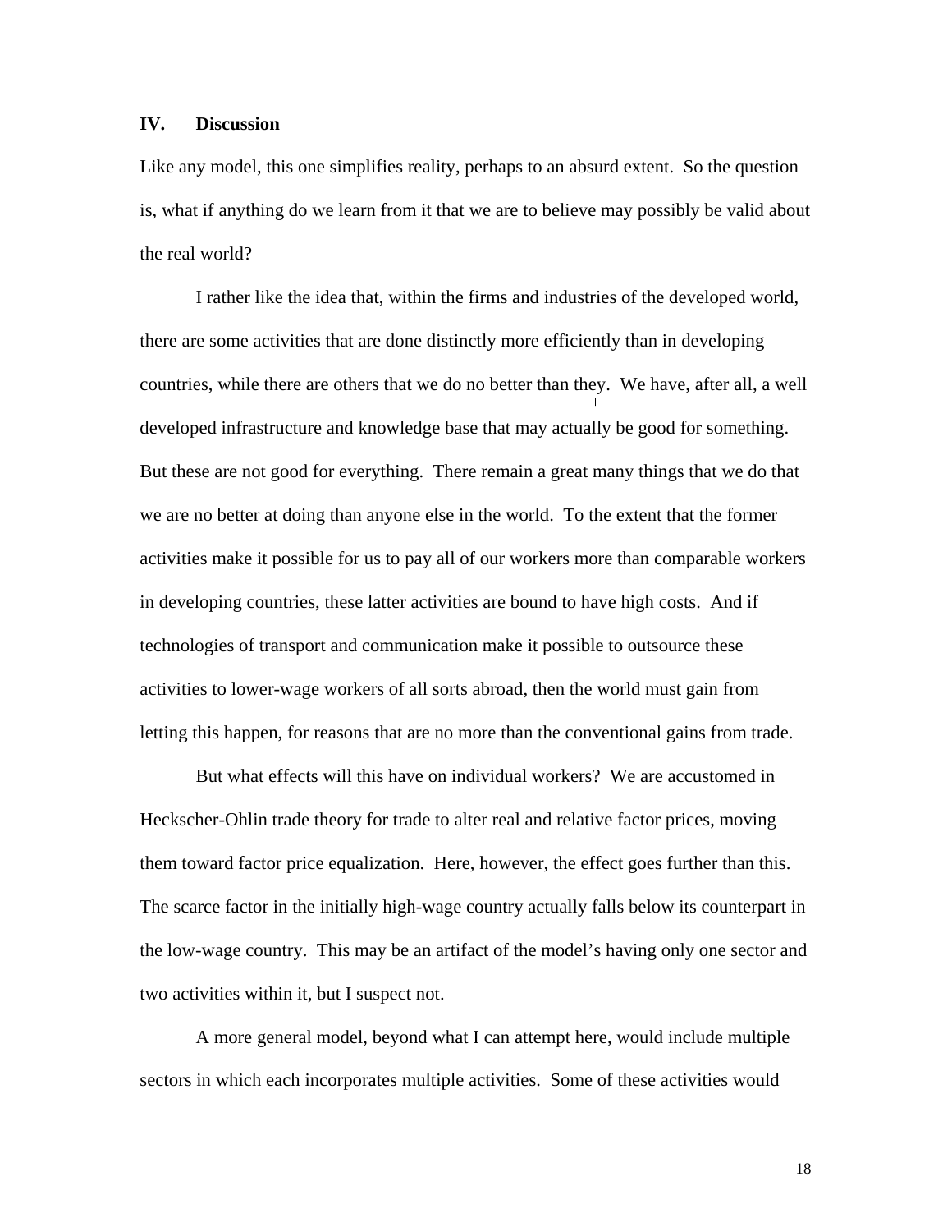## IV. Discussion

Like any model, this one simplifies reality, perhaps to an absurd extent. So the question is, what if anything do we learn from it that we are to believe may possibly be valid about the real world?

I rather like the idea that, within the firms and industries of the developed world, there are some activities that are done distinctly more efficiently than in developing countries, while there are others that we do no better than they. We have, after all, a well developed infrastructure and knowledge base that may actually be good for something. But these are not good for everything. There remain a great many things that we do that we are no better at doing than anyone else in the world. To the extent that the former activities make it possible for us to pay all of our workers more than comparable workers in developing countries, these latter activities are bound to have high costs. And if technologies of transport and communication make it possible to outsource these activities to lower-wage workers of all sorts abroad, then the world must gain from letting this happen, for reasons that are no more than the conventional gains from trade.

But what effects will this have on individual workers? We are accustomed in Heckscher-Ohlin trade theory for trade to alter real and relative factor prices, moving them toward factor price equalization. Here, however, the effect goes further than this. The scarce factor in the initially high-wage country actually falls below its counterpart in the low-wage country. This may be an artifact of the model's having only one sector and two activities within it, but I suspect not.

A more general model, beyond what I can attempt here, would include multiple sectors in which each incorporates multiple activities. Some of these activities would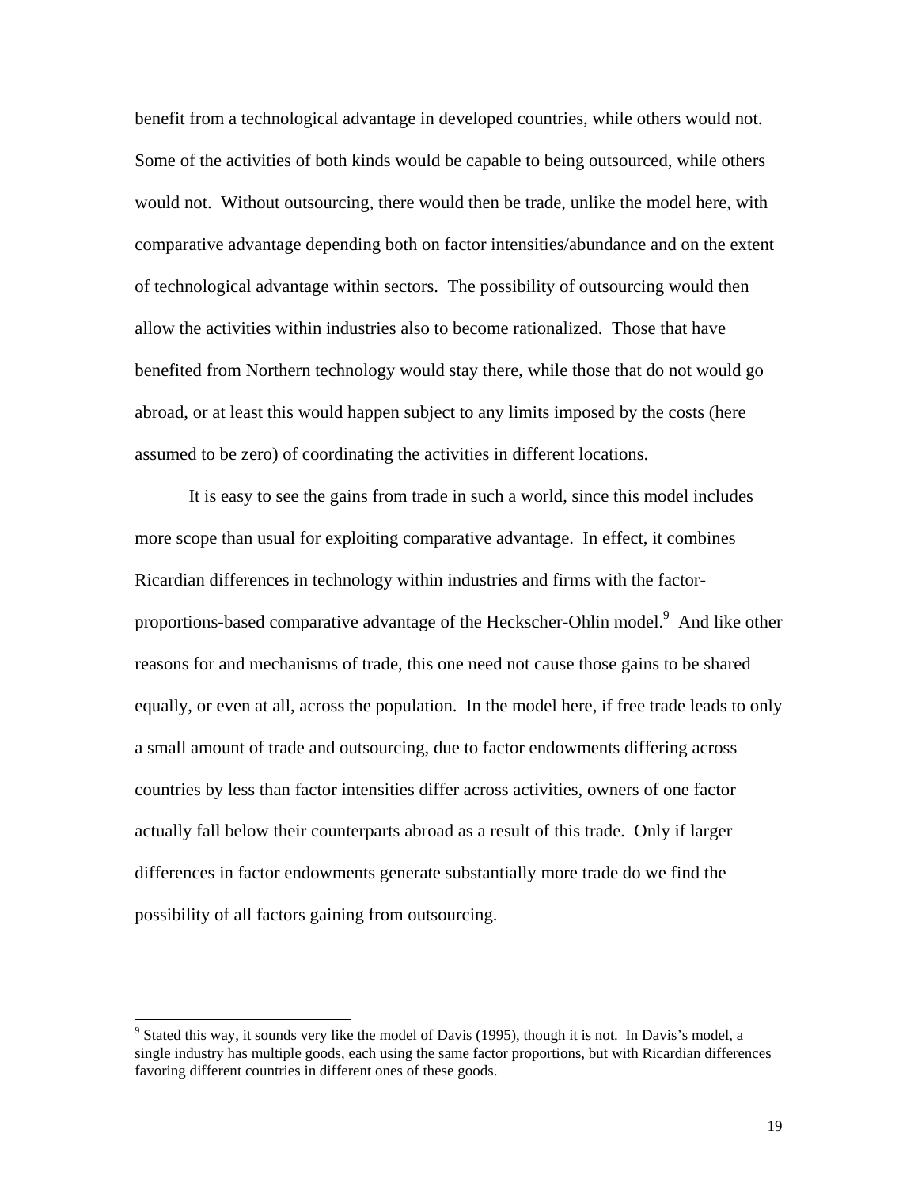benefit from a technological advantage in developed countries, while others would not. Some of the activities of both kinds would be capable to being outsourced, while others would not. Without outsourcing, there would then be trade, unlike the model here, with comparative advantage depending both on factor intensities/abundance and on the extent of technological advantage within sectors. The possibility of outsourcing would then allow the activities within industries also to become rationalized. Those that have benefited from Northern technology would stay there, while those that do not would go abroad, or at least this would happen subject to any limits imposed by the costs (here assumed to be zero) of coordinating the activities in different locations.

It is easy to see the gains from trade in such a world, since this model includes more scope than usual for exploiting comparative advantage. In effect, it combines Ricardian differences in technology within industries and firms with the factor-proportions-based comparative advantage of the Heckscher-Ohlin model.[9] And like other reasons for and mechanisms of trade, this one need not cause those gains to be shared equally, or even at all, across the population. In the model here, if free trade leads to only a small amount of trade and outsourcing, due to factor endowments differing across countries by less than factor intensities differ across activities, owners of one factor actually fall below their counterparts abroad as a result of this trade. Only if larger differences in factor endowments generate substantially more trade do we find the possibility of all factors gaining from outsourcing.

---

[9] Stated this way, it sounds very like the model of Davis (1995), though it is not. In Davis's model, a single industry has multiple goods, each using the same factor proportions, but with Ricardian differences favoring different countries in different ones of these goods.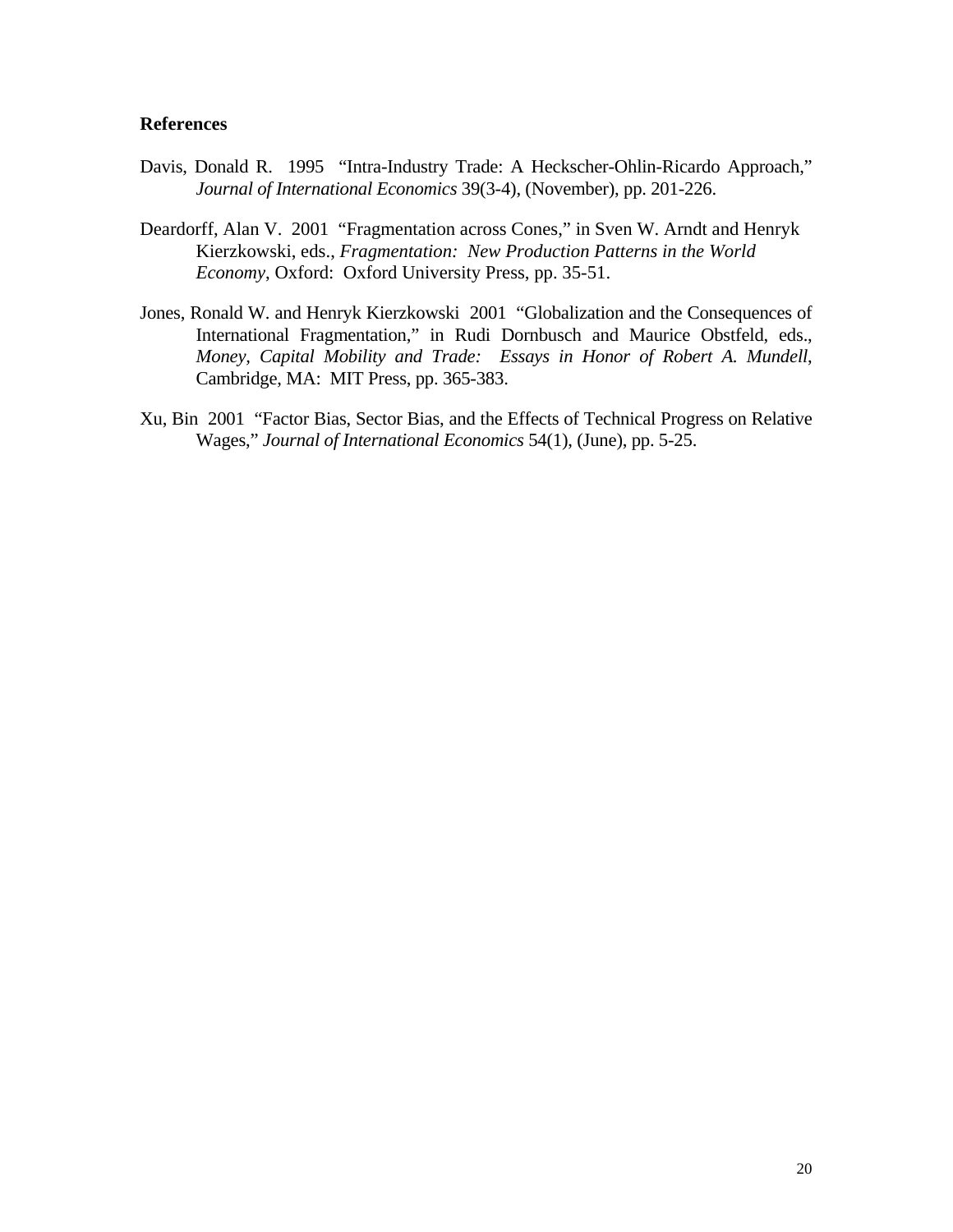## References

Davis, Donald R. 1995 "Intra-Industry Trade: A Heckscher-Ohlin-Ricardo Approach," *Journal of International Economics* 39(3-4), (November), pp. 201-226.

Deardorff, Alan V. 2001 "Fragmentation across Cones," in Sven W. Arndt and Henryk Kierzkowski, eds., *Fragmentation: New Production Patterns in the World Economy*, Oxford: Oxford University Press, pp. 35-51.

Jones, Ronald W. and Henryk Kierzkowski 2001 "Globalization and the Consequences of International Fragmentation," in Rudi Dornbusch and Maurice Obstfeld, eds., *Money, Capital Mobility and Trade: Essays in Honor of Robert A. Mundell*, Cambridge, MA: MIT Press, pp. 365-383.

Xu, Bin 2001 "Factor Bias, Sector Bias, and the Effects of Technical Progress on Relative Wages," *Journal of International Economics* 54(1), (June), pp. 5-25.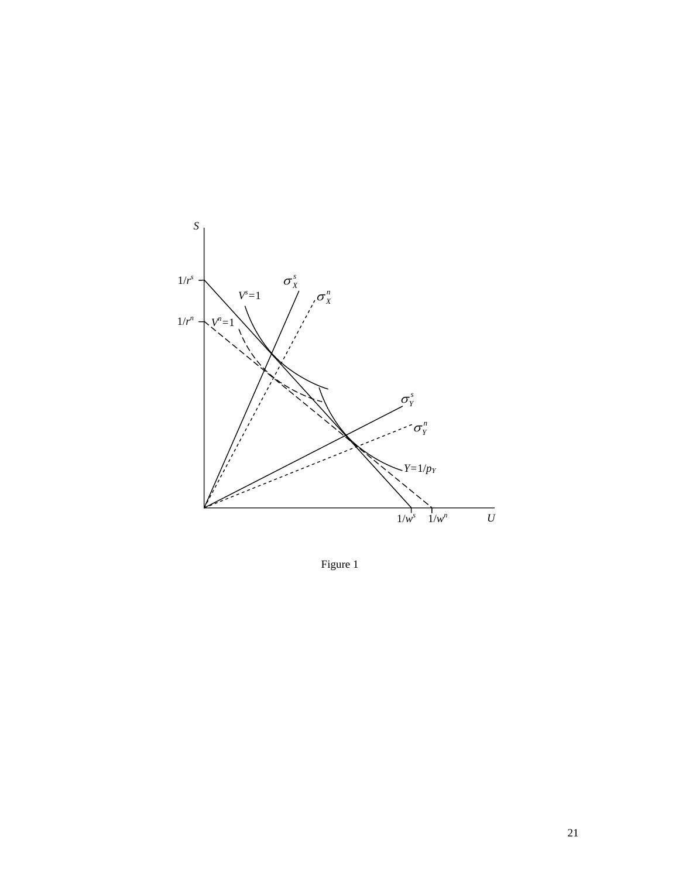Figure 1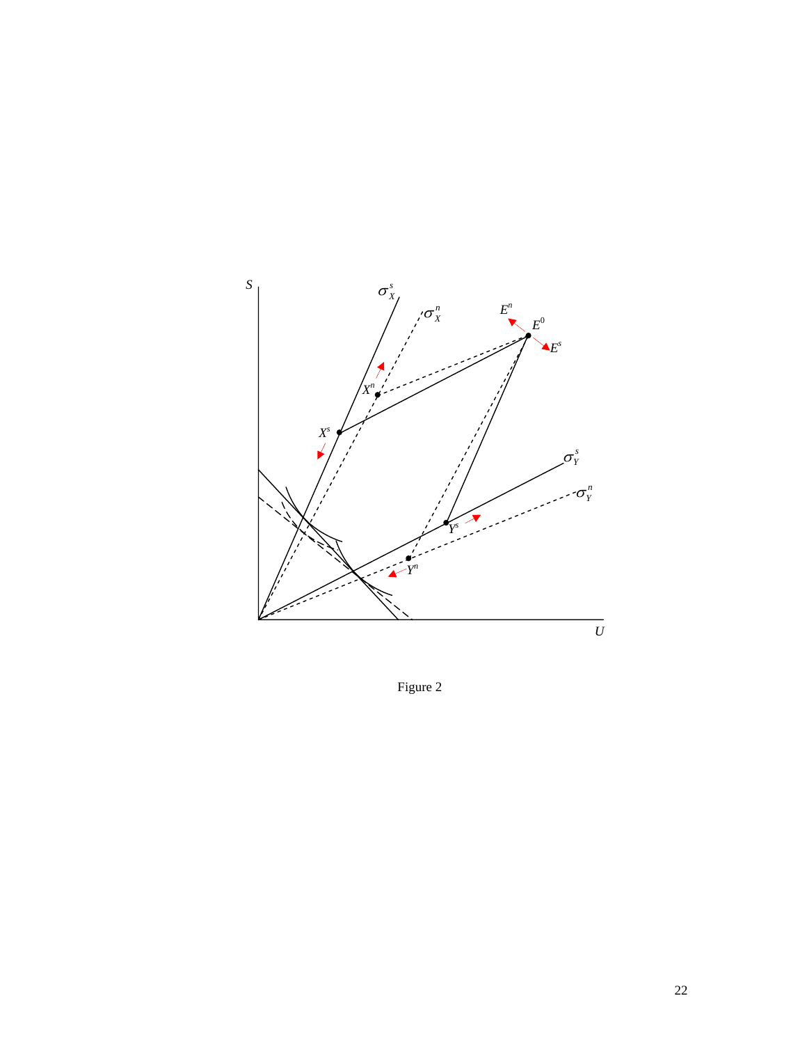Figure 2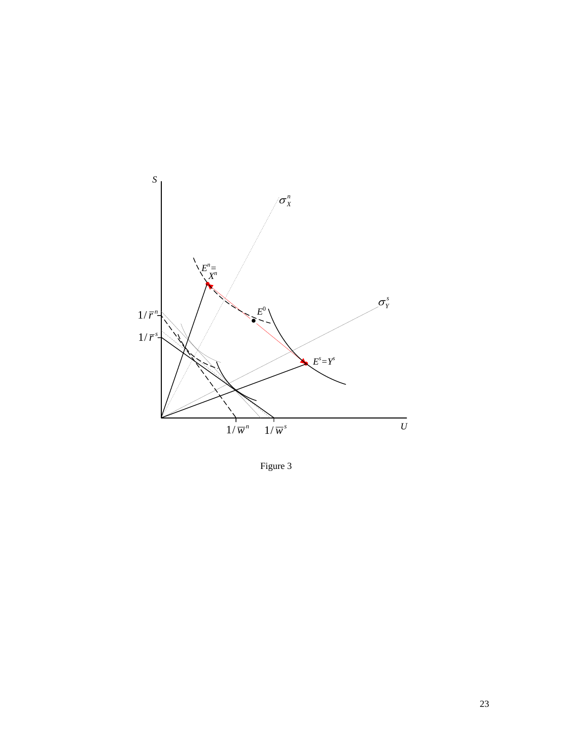$S$

$\sigma_X^n$

$E^n = X^n$

$\sigma_Y^s$

$E^0$

$1/\overline{r}^n$

$1/\overline{r}^s$

$E^s = Y^s$

$1/\overline{w}^n$

$1/\overline{w}^s$

$U$

Figure 3